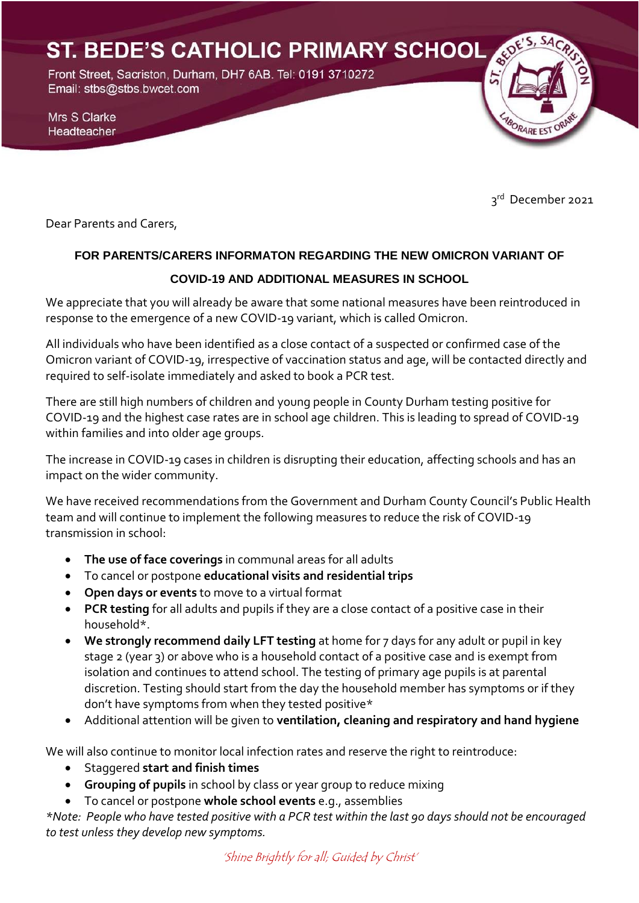# ST. BEDE'S CATHOLIC PRIMARY SCHOOL

Front Street, Sacriston, Durham, DH7 6AB. Tel: 0191 3710272
Email: stbs@stbs.bwcet.com

Mrs S Clarke
Headteacher

3rd December 2021

Dear Parents and Carers,

**FOR PARENTS/CARERS INFORMATON REGARDING THE NEW OMICRON VARIANT OF COVID-19 AND ADDITIONAL MEASURES IN SCHOOL**

We appreciate that you will already be aware that some national measures have been reintroduced in response to the emergence of a new COVID-19 variant, which is called Omicron.

All individuals who have been identified as a close contact of a suspected or confirmed case of the Omicron variant of COVID-19, irrespective of vaccination status and age, will be contacted directly and required to self-isolate immediately and asked to book a PCR test.

There are still high numbers of children and young people in County Durham testing positive for COVID-19 and the highest case rates are in school age children. This is leading to spread of COVID-19 within families and into older age groups.

The increase in COVID-19 cases in children is disrupting their education, affecting schools and has an impact on the wider community.

We have received recommendations from the Government and Durham County Council's Public Health team and will continue to implement the following measures to reduce the risk of COVID-19 transmission in school:

- **The use of face coverings** in communal areas for all adults
- To cancel or postpone **educational visits and residential trips**
- **Open days or events** to move to a virtual format
- **PCR testing** for all adults and pupils if they are a close contact of a positive case in their household*.
- **We strongly recommend daily LFT testing** at home for 7 days for any adult or pupil in key stage 2 (year 3) or above who is a household contact of a positive case and is exempt from isolation and continues to attend school. The testing of primary age pupils is at parental discretion. Testing should start from the day the household member has symptoms or if they don't have symptoms from when they tested positive*
- Additional attention will be given to **ventilation, cleaning and respiratory and hand hygiene**

We will also continue to monitor local infection rates and reserve the right to reintroduce:

- Staggered **start and finish times**
- **Grouping of pupils** in school by class or year group to reduce mixing
- To cancel or postpone **whole school events** e.g., assemblies

*\*Note: People who have tested positive with a PCR test within the last 90 days should not be encouraged to test unless they develop new symptoms.*

*'Shine Brightly for all; Guided by Christ'*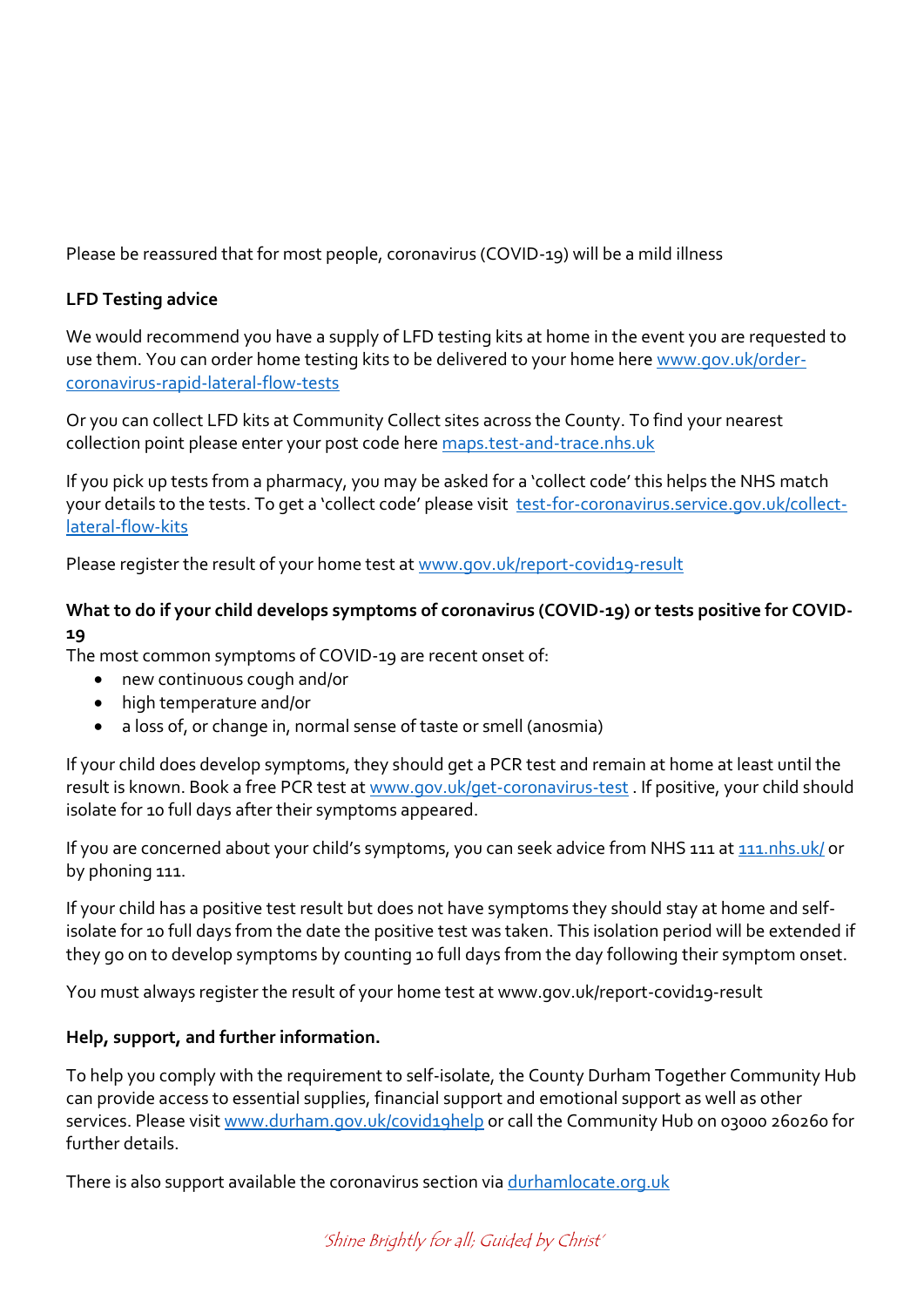Please be reassured that for most people, coronavirus (COVID-19) will be a mild illness

**LFD Testing advice**

We would recommend you have a supply of LFD testing kits at home in the event you are requested to use them. You can order home testing kits to be delivered to your home here [www.gov.uk/order-coronavirus-rapid-lateral-flow-tests](www.gov.uk/order-coronavirus-rapid-lateral-flow-tests)

Or you can collect LFD kits at Community Collect sites across the County. To find your nearest collection point please enter your post code here [maps.test-and-trace.nhs.uk](maps.test-and-trace.nhs.uk)

If you pick up tests from a pharmacy, you may be asked for a 'collect code' this helps the NHS match your details to the tests. To get a 'collect code' please visit [test-for-coronavirus.service.gov.uk/collect-lateral-flow-kits](test-for-coronavirus.service.gov.uk/collect-lateral-flow-kits)

Please register the result of your home test at [www.gov.uk/report-covid19-result](www.gov.uk/report-covid19-result)

**What to do if your child develops symptoms of coronavirus (COVID-19) or tests positive for COVID-19**

The most common symptoms of COVID-19 are recent onset of:

- new continuous cough and/or
- high temperature and/or
- a loss of, or change in, normal sense of taste or smell (anosmia)

If your child does develop symptoms, they should get a PCR test and remain at home at least until the result is known. Book a free PCR test at [www.gov.uk/get-coronavirus-test](www.gov.uk/get-coronavirus-test) . If positive, your child should isolate for 10 full days after their symptoms appeared.

If you are concerned about your child's symptoms, you can seek advice from NHS 111 at [111.nhs.uk/](111.nhs.uk/) or by phoning 111.

If your child has a positive test result but does not have symptoms they should stay at home and self-isolate for 10 full days from the date the positive test was taken. This isolation period will be extended if they go on to develop symptoms by counting 10 full days from the day following their symptom onset.

You must always register the result of your home test at www.gov.uk/report-covid19-result

**Help, support, and further information.**

To help you comply with the requirement to self-isolate, the County Durham Together Community Hub can provide access to essential supplies, financial support and emotional support as well as other services. Please visit [www.durham.gov.uk/covid19help](www.durham.gov.uk/covid19help) or call the Community Hub on 03000 260260 for further details.

There is also support available the coronavirus section via [durhamlocate.org.uk](durhamlocate.org.uk)

*'Shine Brightly for all; Guided by Christ'*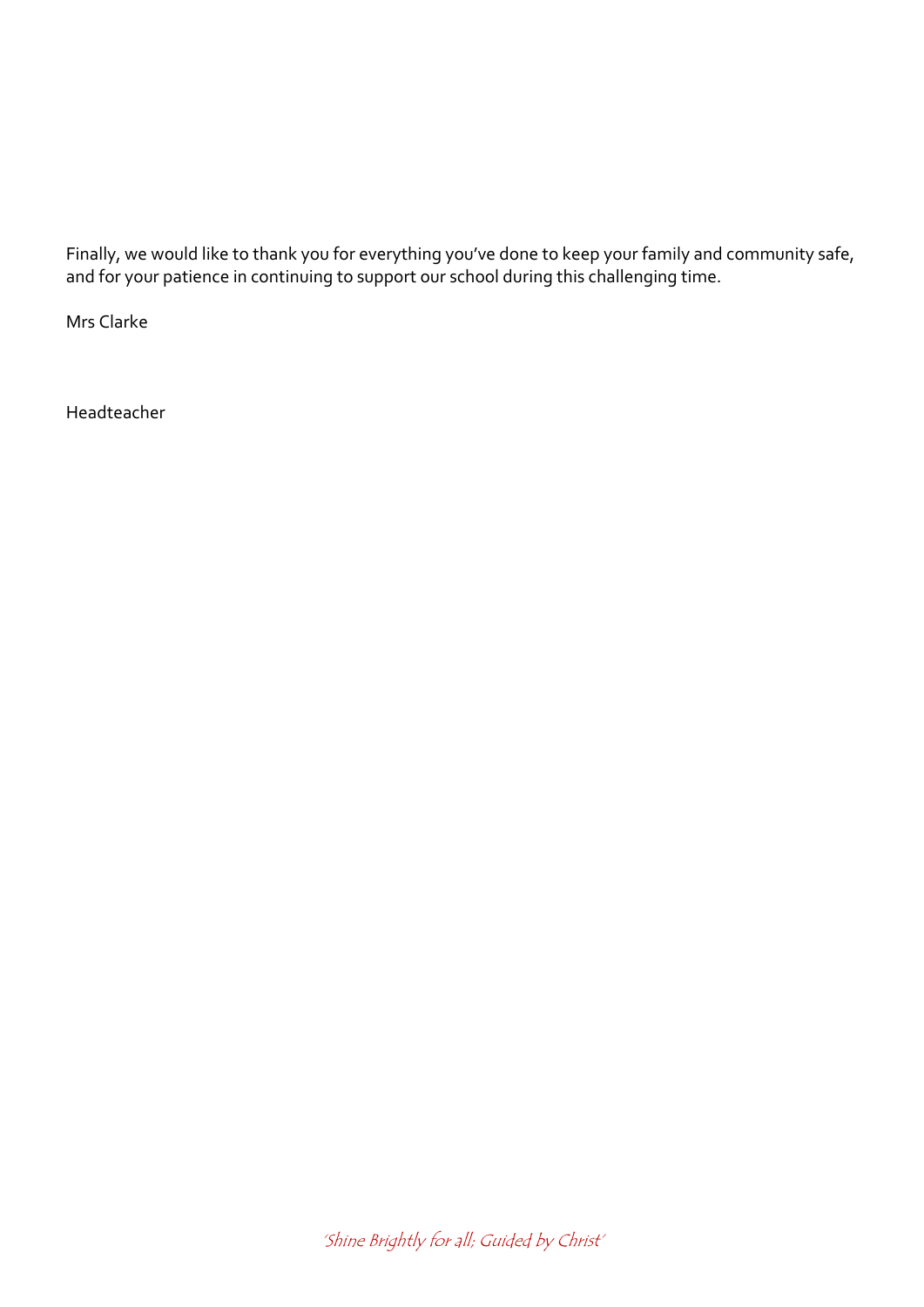Finally, we would like to thank you for everything you've done to keep your family and community safe, and for your patience in continuing to support our school during this challenging time.

Mrs Clarke

Headteacher